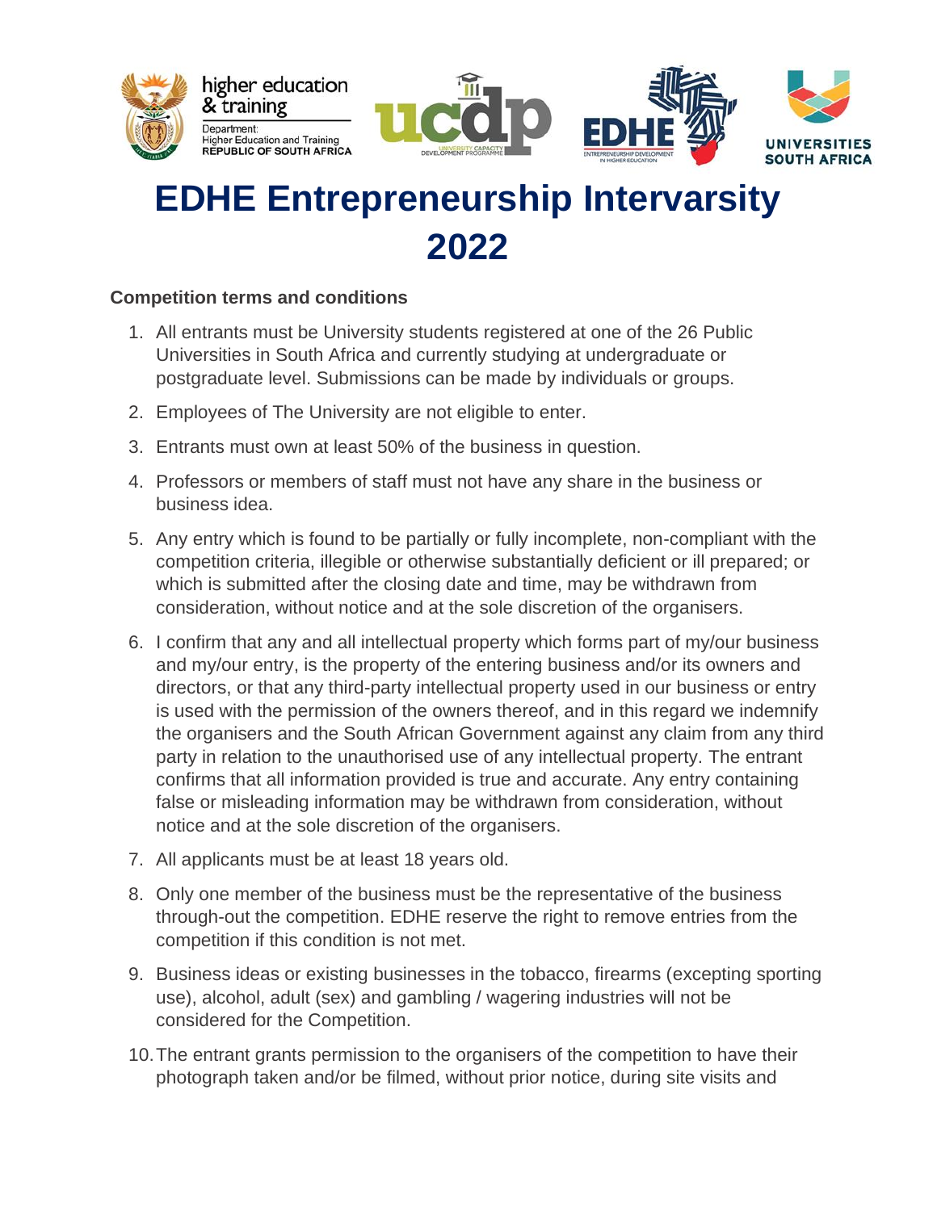# EDHE Entrepreneurship Intervarsity 2022

**Competition terms and conditions**

1. All entrants must be University students registered at one of the 26 Public Universities in South Africa and currently studying at undergraduate or postgraduate level. Submissions can be made by individuals or groups.
2. Employees of The University are not eligible to enter.
3. Entrants must own at least 50% of the business in question.
4. Professors or members of staff must not have any share in the business or business idea.
5. Any entry which is found to be partially or fully incomplete, non-compliant with the competition criteria, illegible or otherwise substantially deficient or ill prepared; or which is submitted after the closing date and time, may be withdrawn from consideration, without notice and at the sole discretion of the organisers.
6. I confirm that any and all intellectual property which forms part of my/our business and my/our entry, is the property of the entering business and/or its owners and directors, or that any third-party intellectual property used in our business or entry is used with the permission of the owners thereof, and in this regard we indemnify the organisers and the South African Government against any claim from any third party in relation to the unauthorised use of any intellectual property. The entrant confirms that all information provided is true and accurate. Any entry containing false or misleading information may be withdrawn from consideration, without notice and at the sole discretion of the organisers.
7. All applicants must be at least 18 years old.
8. Only one member of the business must be the representative of the business through-out the competition. EDHE reserve the right to remove entries from the competition if this condition is not met.
9. Business ideas or existing businesses in the tobacco, firearms (excepting sporting use), alcohol, adult (sex) and gambling / wagering industries will not be considered for the Competition.
10. The entrant grants permission to the organisers of the competition to have their photograph taken and/or be filmed, without prior notice, during site visits and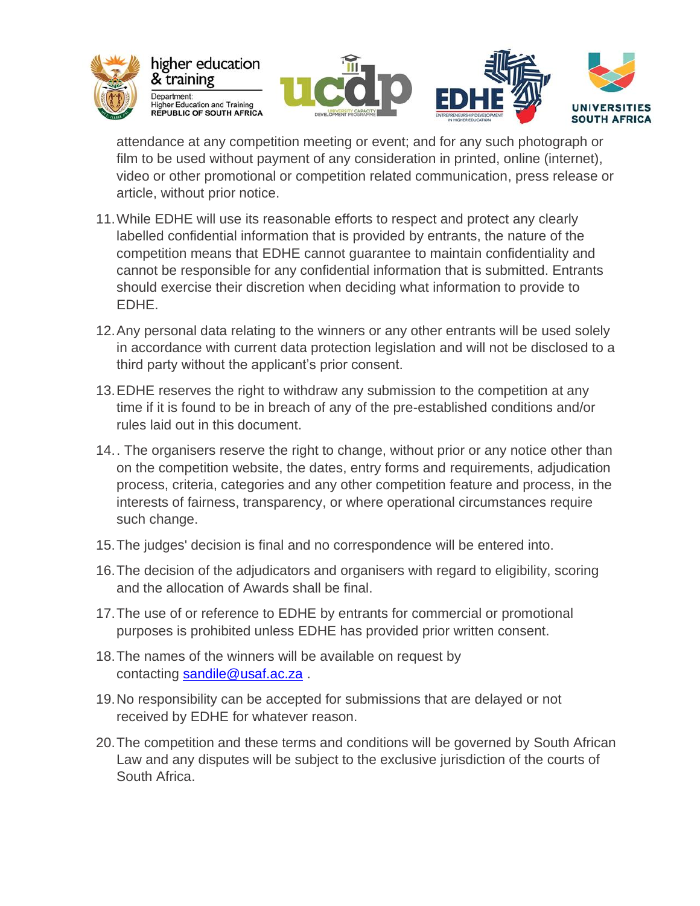attendance at any competition meeting or event; and for any such photograph or film to be used without payment of any consideration in printed, online (internet), video or other promotional or competition related communication, press release or article, without prior notice.

11. While EDHE will use its reasonable efforts to respect and protect any clearly labelled confidential information that is provided by entrants, the nature of the competition means that EDHE cannot guarantee to maintain confidentiality and cannot be responsible for any confidential information that is submitted. Entrants should exercise their discretion when deciding what information to provide to EDHE.
12. Any personal data relating to the winners or any other entrants will be used solely in accordance with current data protection legislation and will not be disclosed to a third party without the applicant's prior consent.
13. EDHE reserves the right to withdraw any submission to the competition at any time if it is found to be in breach of any of the pre-established conditions and/or rules laid out in this document.
14. . The organisers reserve the right to change, without prior or any notice other than on the competition website, the dates, entry forms and requirements, adjudication process, criteria, categories and any other competition feature and process, in the interests of fairness, transparency, or where operational circumstances require such change.
15. The judges' decision is final and no correspondence will be entered into.
16. The decision of the adjudicators and organisers with regard to eligibility, scoring and the allocation of Awards shall be final.
17. The use of or reference to EDHE by entrants for commercial or promotional purposes is prohibited unless EDHE has provided prior written consent.
18. The names of the winners will be available on request by contacting sandile@usaf.ac.za .
19. No responsibility can be accepted for submissions that are delayed or not received by EDHE for whatever reason.
20. The competition and these terms and conditions will be governed by South African Law and any disputes will be subject to the exclusive jurisdiction of the courts of South Africa.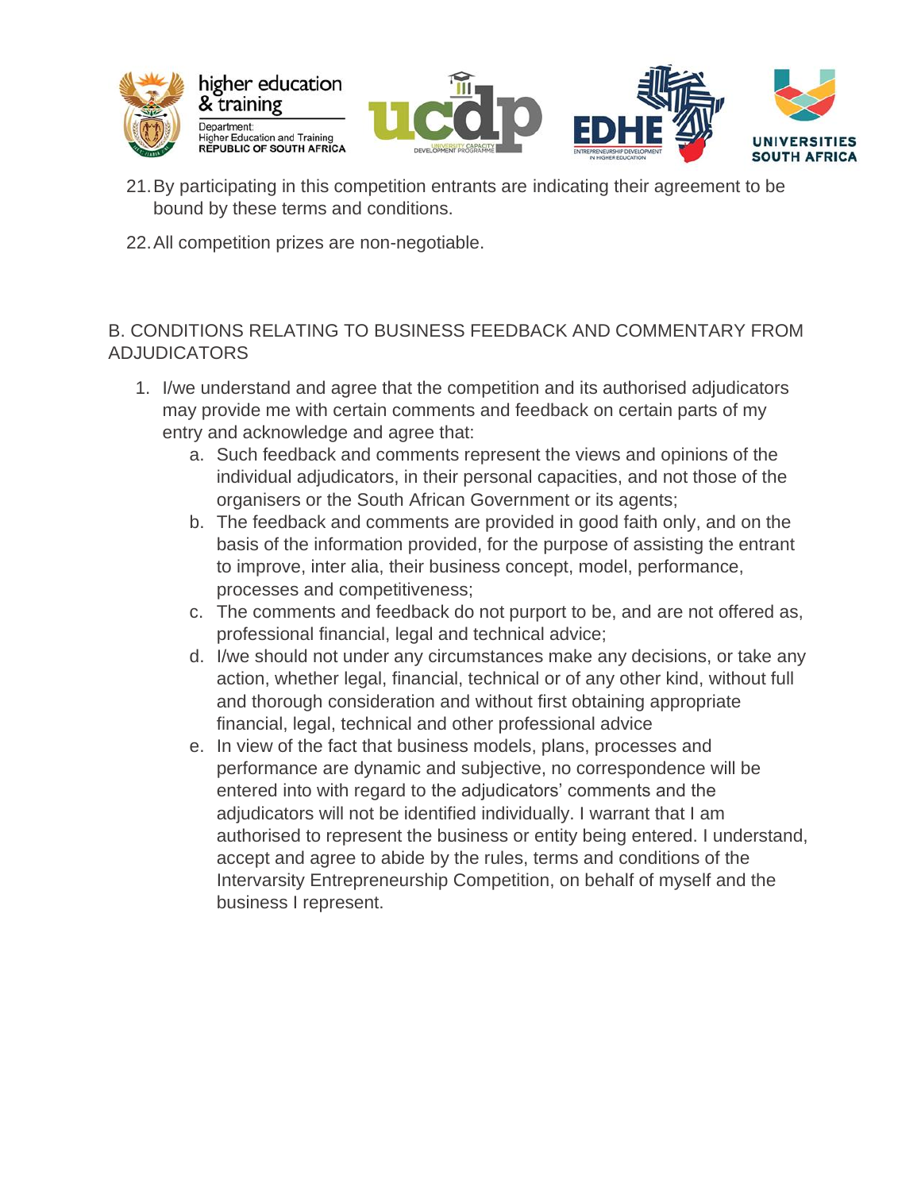21. By participating in this competition entrants are indicating their agreement to be bound by these terms and conditions.
22. All competition prizes are non-negotiable.

## B. CONDITIONS RELATING TO BUSINESS FEEDBACK AND COMMENTARY FROM ADJUDICATORS

1. I/we understand and agree that the competition and its authorised adjudicators may provide me with certain comments and feedback on certain parts of my entry and acknowledge and agree that:
   a. Such feedback and comments represent the views and opinions of the individual adjudicators, in their personal capacities, and not those of the organisers or the South African Government or its agents;
   b. The feedback and comments are provided in good faith only, and on the basis of the information provided, for the purpose of assisting the entrant to improve, inter alia, their business concept, model, performance, processes and competitiveness;
   c. The comments and feedback do not purport to be, and are not offered as, professional financial, legal and technical advice;
   d. I/we should not under any circumstances make any decisions, or take any action, whether legal, financial, technical or of any other kind, without full and thorough consideration and without first obtaining appropriate financial, legal, technical and other professional advice
   e. In view of the fact that business models, plans, processes and performance are dynamic and subjective, no correspondence will be entered into with regard to the adjudicators' comments and the adjudicators will not be identified individually. I warrant that I am authorised to represent the business or entity being entered. I understand, accept and agree to abide by the rules, terms and conditions of the Intervarsity Entrepreneurship Competition, on behalf of myself and the business I represent.